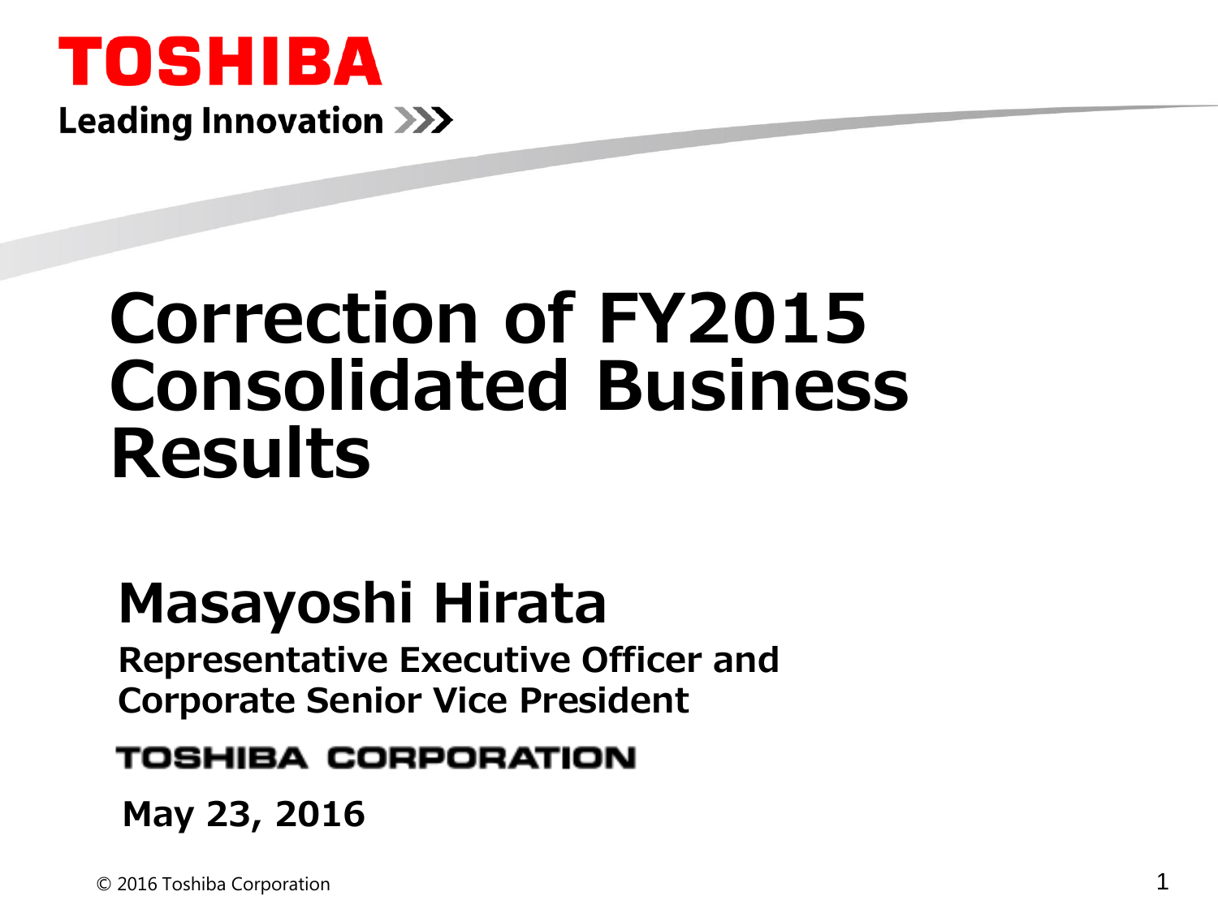TOSHIBA

Leading Innovation >>>

# Correction of FY2015 Consolidated Business Results

## Masayoshi Hirata

**Representative Executive Officer and Corporate Senior Vice President**

TOSHIBA CORPORATION

**May 23, 2016**

© 2016 Toshiba Corporation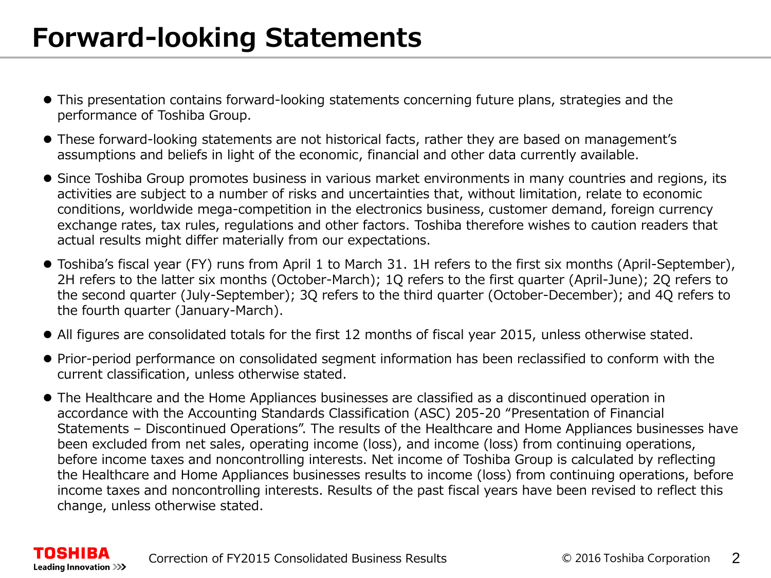# Forward-looking Statements

- This presentation contains forward-looking statements concerning future plans, strategies and the performance of Toshiba Group.
- These forward-looking statements are not historical facts, rather they are based on management's assumptions and beliefs in light of the economic, financial and other data currently available.
- Since Toshiba Group promotes business in various market environments in many countries and regions, its activities are subject to a number of risks and uncertainties that, without limitation, relate to economic conditions, worldwide mega-competition in the electronics business, customer demand, foreign currency exchange rates, tax rules, regulations and other factors. Toshiba therefore wishes to caution readers that actual results might differ materially from our expectations.
- Toshiba's fiscal year (FY) runs from April 1 to March 31. 1H refers to the first six months (April-September), 2H refers to the latter six months (October-March); 1Q refers to the first quarter (April-June); 2Q refers to the second quarter (July-September); 3Q refers to the third quarter (October-December); and 4Q refers to the fourth quarter (January-March).
- All figures are consolidated totals for the first 12 months of fiscal year 2015, unless otherwise stated.
- Prior-period performance on consolidated segment information has been reclassified to conform with the current classification, unless otherwise stated.
- The Healthcare and the Home Appliances businesses are classified as a discontinued operation in accordance with the Accounting Standards Classification (ASC) 205-20 "Presentation of Financial Statements – Discontinued Operations". The results of the Healthcare and Home Appliances businesses have been excluded from net sales, operating income (loss), and income (loss) from continuing operations, before income taxes and noncontrolling interests. Net income of Toshiba Group is calculated by reflecting the Healthcare and Home Appliances businesses results to income (loss) from continuing operations, before income taxes and noncontrolling interests. Results of the past fiscal years have been revised to reflect this change, unless otherwise stated.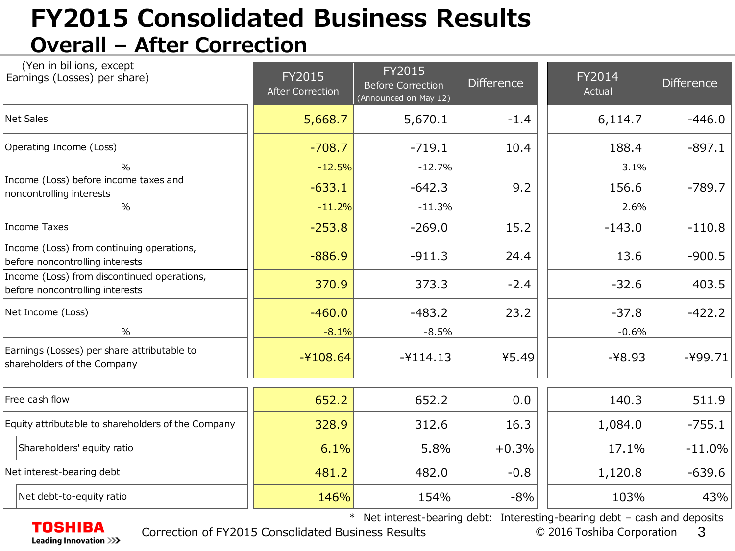# FY2015 Consolidated Business Results

## Overall – After Correction

| (Yen in billions, except Earnings (Losses) per share) | FY2015 After Correction | FY2015 Before Correction (Announced on May 12) | Difference | FY2014 Actual | Difference |
|---|---|---|---|---|---|
| Net Sales | 5,668.7 | 5,670.1 | -1.4 | 6,114.7 | -446.0 |
| Operating Income (Loss) | -708.7 | -719.1 | 10.4 | 188.4 | -897.1 |
| % | -12.5% | -12.7% | | 3.1% | |
| Income (Loss) before income taxes and noncontrolling interests | -633.1 | -642.3 | 9.2 | 156.6 | -789.7 |
| % | -11.2% | -11.3% | | 2.6% | |
| Income Taxes | -253.8 | -269.0 | 15.2 | -143.0 | -110.8 |
| Income (Loss) from continuing operations, before noncontrolling interests | -886.9 | -911.3 | 24.4 | 13.6 | -900.5 |
| Income (Loss) from discontinued operations, before noncontrolling interests | 370.9 | 373.3 | -2.4 | -32.6 | 403.5 |
| Net Income (Loss) | -460.0 | -483.2 | 23.2 | -37.8 | -422.2 |
| % | -8.1% | -8.5% | | -0.6% | |
| Earnings (Losses) per share attributable to shareholders of the Company | -¥108.64 | -¥114.13 | ¥5.49 | -¥8.93 | -¥99.71 |
| Free cash flow | 652.2 | 652.2 | 0.0 | 140.3 | 511.9 |
| Equity attributable to shareholders of the Company | 328.9 | 312.6 | 16.3 | 1,084.0 | -755.1 |
| Shareholders' equity ratio | 6.1% | 5.8% | +0.3% | 17.1% | -11.0% |
| Net interest-bearing debt | 481.2 | 482.0 | -0.8 | 1,120.8 | -639.6 |
| Net debt-to-equity ratio | 146% | 154% | -8% | 103% | 43% |

\* Net interest-bearing debt: Interesting-bearing debt – cash and deposits

Correction of FY2015 Consolidated Business Results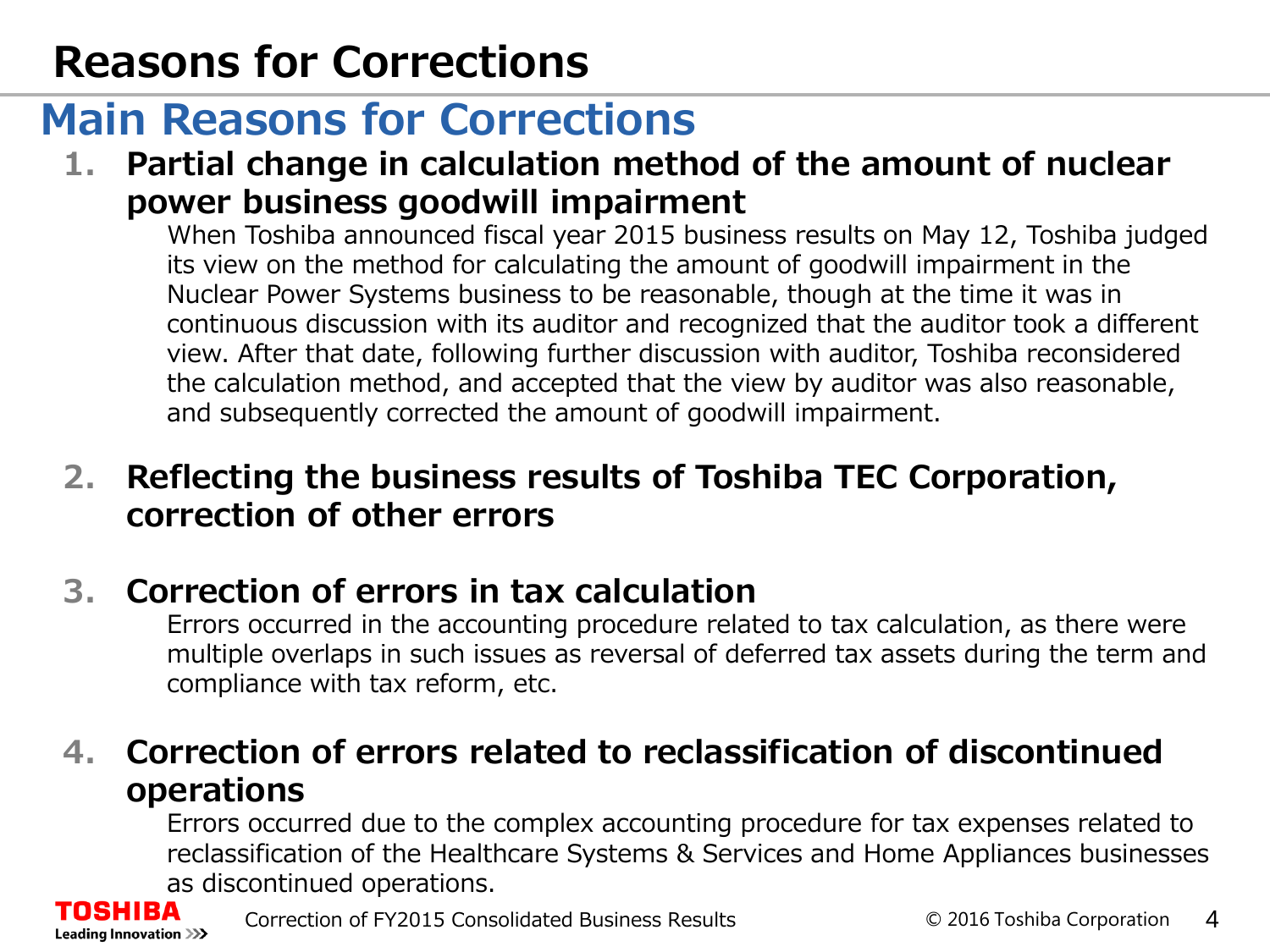# Reasons for Corrections

## Main Reasons for Corrections

1. **Partial change in calculation method of the amount of nuclear power business goodwill impairment**

   When Toshiba announced fiscal year 2015 business results on May 12, Toshiba judged its view on the method for calculating the amount of goodwill impairment in the Nuclear Power Systems business to be reasonable, though at the time it was in continuous discussion with its auditor and recognized that the auditor took a different view. After that date, following further discussion with auditor, Toshiba reconsidered the calculation method, and accepted that the view by auditor was also reasonable, and subsequently corrected the amount of goodwill impairment.

2. **Reflecting the business results of Toshiba TEC Corporation, correction of other errors**

3. **Correction of errors in tax calculation**

   Errors occurred in the accounting procedure related to tax calculation, as there were multiple overlaps in such issues as reversal of deferred tax assets during the term and compliance with tax reform, etc.

4. **Correction of errors related to reclassification of discontinued operations**

   Errors occurred due to the complex accounting procedure for tax expenses related to reclassification of the Healthcare Systems & Services and Home Appliances businesses as discontinued operations.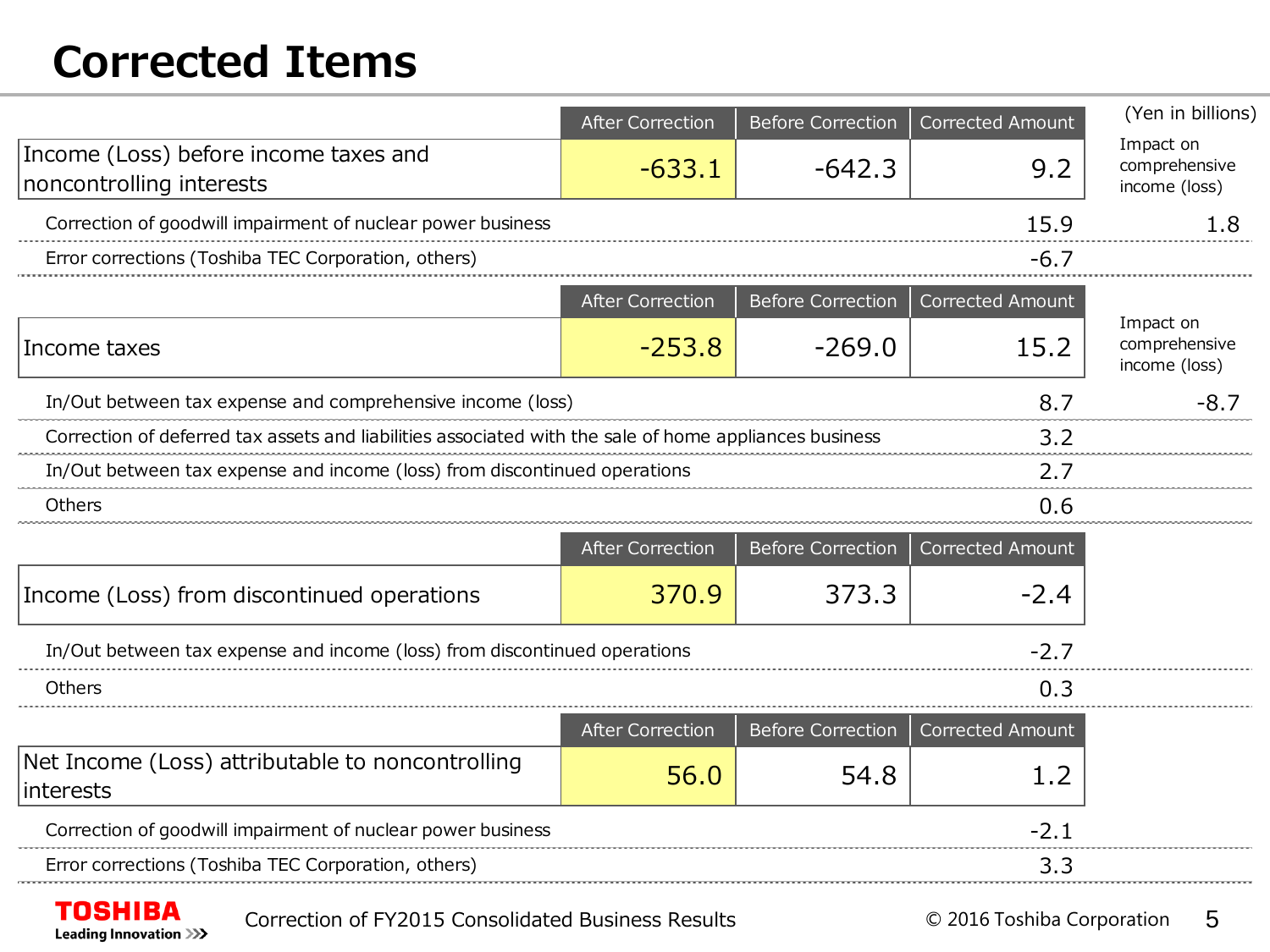# Corrected Items

(Yen in billions)

| | After Correction | Before Correction | Corrected Amount | Impact on comprehensive income (loss) |
|---|---|---|---|---|
| Income (Loss) before income taxes and noncontrolling interests | -633.1 | -642.3 | 9.2 | |
| Correction of goodwill impairment of nuclear power business | | | 15.9 | 1.8 |
| Error corrections (Toshiba TEC Corporation, others) | | | -6.7 | |

| | After Correction | Before Correction | Corrected Amount | Impact on comprehensive income (loss) |
|---|---|---|---|---|
| Income taxes | -253.8 | -269.0 | 15.2 | |
| In/Out between tax expense and comprehensive income (loss) | | | 8.7 | -8.7 |
| Correction of deferred tax assets and liabilities associated with the sale of home appliances business | | | 3.2 | |
| In/Out between tax expense and income (loss) from discontinued operations | | | 2.7 | |
| Others | | | 0.6 | |

| | After Correction | Before Correction | Corrected Amount |
|---|---|---|---|
| Income (Loss) from discontinued operations | 370.9 | 373.3 | -2.4 |
| In/Out between tax expense and income (loss) from discontinued operations | | | -2.7 |
| Others | | | 0.3 |

| | After Correction | Before Correction | Corrected Amount |
|---|---|---|---|
| Net Income (Loss) attributable to noncontrolling interests | 56.0 | 54.8 | 1.2 |
| Correction of goodwill impairment of nuclear power business | | | -2.1 |
| Error corrections (Toshiba TEC Corporation, others) | | | 3.3 |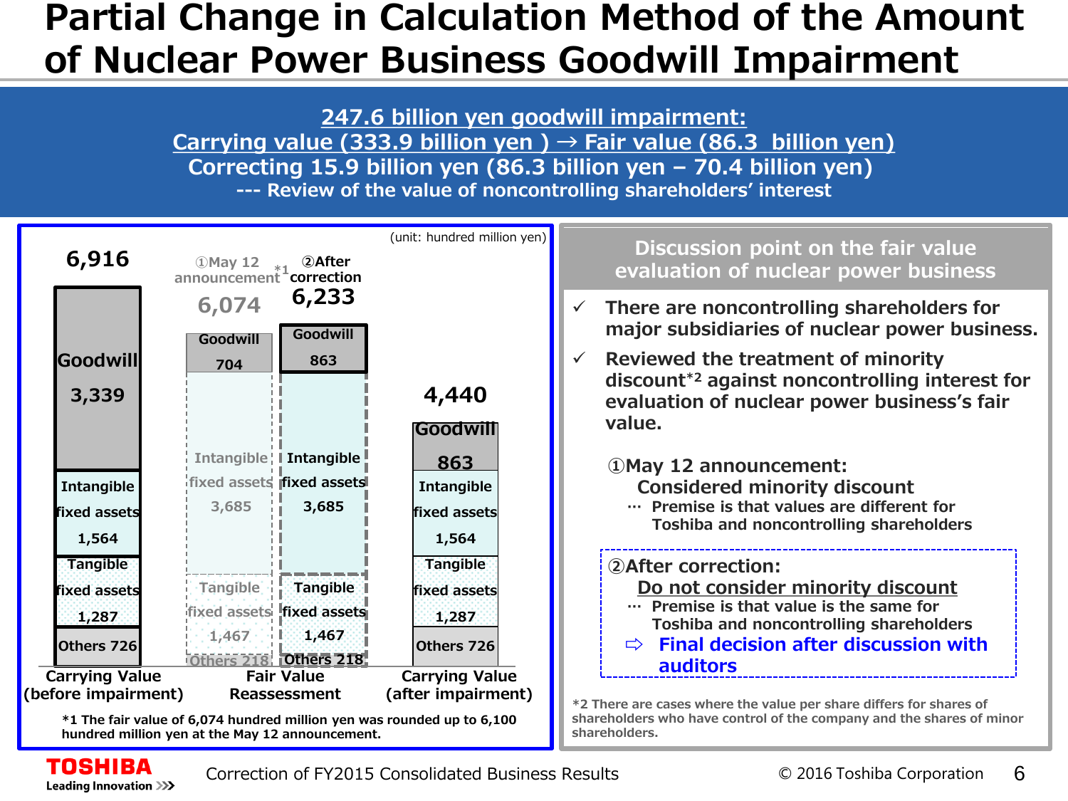# Partial Change in Calculation Method of the Amount of Nuclear Power Business Goodwill Impairment

**247.6 billion yen goodwill impairment:**
**Carrying value (333.9 billion yen ) → Fair value (86.3 billion yen)**
**Correcting 15.9 billion yen (86.3 billion yen – 70.4 billion yen)**
**--- Review of the value of noncontrolling shareholders' interest**

(unit: hundred million yen)

| | Carrying Value (before impairment) | Fair Value Reassessment: ①May 12 announcement[*1] | Fair Value Reassessment: ②After correction | Carrying Value (after impairment) |
|---|---|---|---|---|
| Total | 6,916 | 6,074 | 6,233 | 4,440 |
| Goodwill | 3,339 | 704 | 863 | 863 |
| Intangible fixed assets | 1,564 | 3,685 | 3,685 | 1,564 |
| Tangible fixed assets | 1,287 | 1,467 | 1,467 | 1,287 |
| Others | 726 | 218 | 218 | 726 |

*1 The fair value of 6,074 hundred million yen was rounded up to 6,100 hundred million yen at the May 12 announcement.

## Discussion point on the fair value evaluation of nuclear power business

- ✓ There are noncontrolling shareholders for major subsidiaries of nuclear power business.
- ✓ Reviewed the treatment of minority discount[*2] against noncontrolling interest for evaluation of nuclear power business's fair value.

①May 12 announcement:
Considered minority discount
… Premise is that values are different for Toshiba and noncontrolling shareholders

②After correction:
Do not consider minority discount
… Premise is that value is the same for Toshiba and noncontrolling shareholders
⇨ Final decision after discussion with auditors

*2 There are cases where the value per share differs for shares of shareholders who have control of the company and the shares of minor shareholders.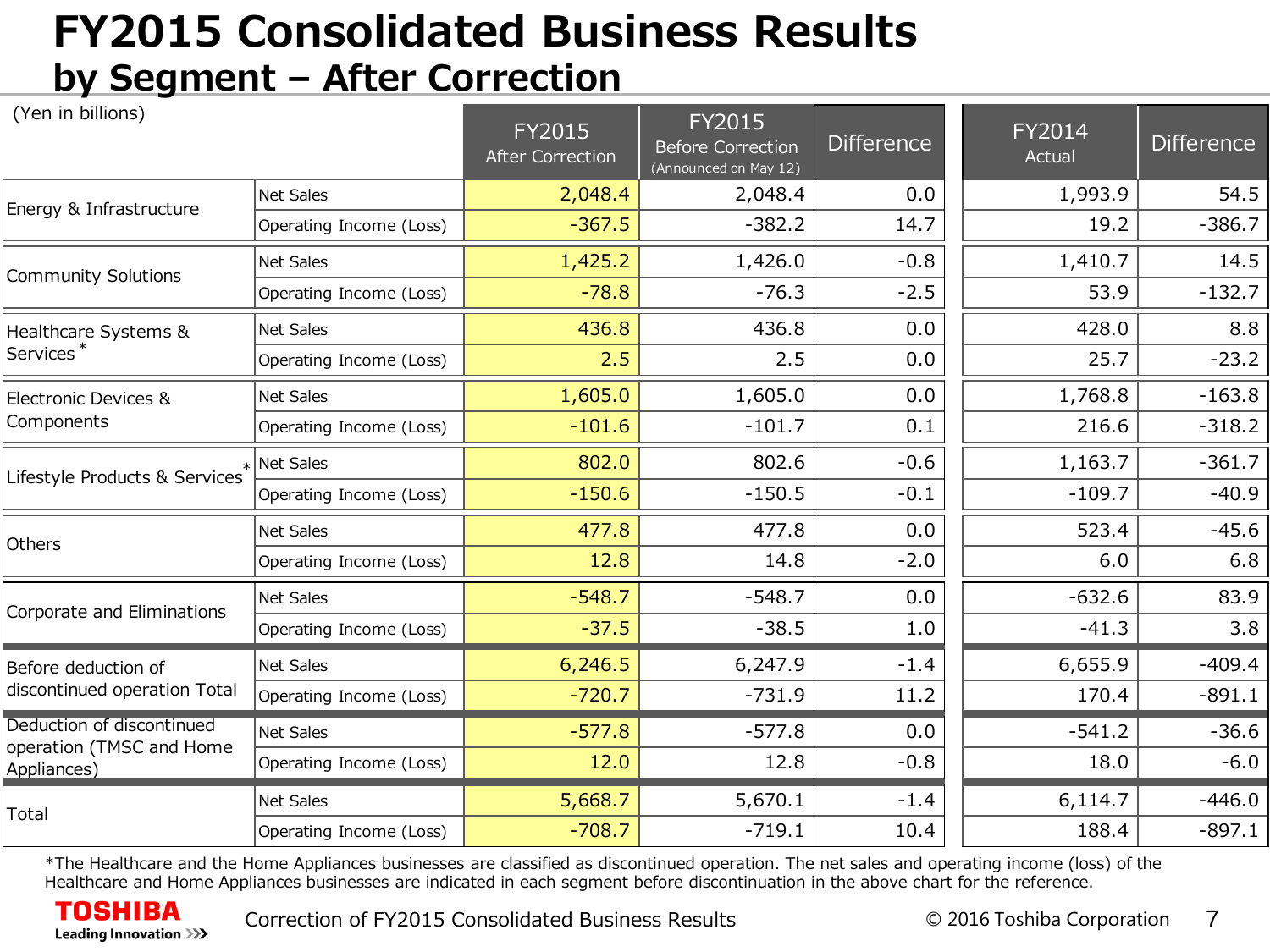# FY2015 Consolidated Business Results by Segment – After Correction

(Yen in billions)

| | | FY2015 After Correction | FY2015 Before Correction (Announced on May 12) | Difference | FY2014 Actual | Difference |
|---|---|---|---|---|---|---|
| Energy & Infrastructure | Net Sales | 2,048.4 | 2,048.4 | 0.0 | 1,993.9 | 54.5 |
| | Operating Income (Loss) | -367.5 | -382.2 | 14.7 | 19.2 | -386.7 |
| Community Solutions | Net Sales | 1,425.2 | 1,426.0 | -0.8 | 1,410.7 | 14.5 |
| | Operating Income (Loss) | -78.8 | -76.3 | -2.5 | 53.9 | -132.7 |
| Healthcare Systems & Services* | Net Sales | 436.8 | 436.8 | 0.0 | 428.0 | 8.8 |
| | Operating Income (Loss) | 2.5 | 2.5 | 0.0 | 25.7 | -23.2 |
| Electronic Devices & Components | Net Sales | 1,605.0 | 1,605.0 | 0.0 | 1,768.8 | -163.8 |
| | Operating Income (Loss) | -101.6 | -101.7 | 0.1 | 216.6 | -318.2 |
| Lifestyle Products & Services* | Net Sales | 802.0 | 802.6 | -0.6 | 1,163.7 | -361.7 |
| | Operating Income (Loss) | -150.6 | -150.5 | -0.1 | -109.7 | -40.9 |
| Others | Net Sales | 477.8 | 477.8 | 0.0 | 523.4 | -45.6 |
| | Operating Income (Loss) | 12.8 | 14.8 | -2.0 | 6.0 | 6.8 |
| Corporate and Eliminations | Net Sales | -548.7 | -548.7 | 0.0 | -632.6 | 83.9 |
| | Operating Income (Loss) | -37.5 | -38.5 | 1.0 | -41.3 | 3.8 |
| Before deduction of discontinued operation Total | Net Sales | 6,246.5 | 6,247.9 | -1.4 | 6,655.9 | -409.4 |
| | Operating Income (Loss) | -720.7 | -731.9 | 11.2 | 170.4 | -891.1 |
| Deduction of discontinued operation (TMSC and Home Appliances) | Net Sales | -577.8 | -577.8 | 0.0 | -541.2 | -36.6 |
| | Operating Income (Loss) | 12.0 | 12.8 | -0.8 | 18.0 | -6.0 |
| Total | Net Sales | 5,668.7 | 5,670.1 | -1.4 | 6,114.7 | -446.0 |
| | Operating Income (Loss) | -708.7 | -719.1 | 10.4 | 188.4 | -897.1 |

*The Healthcare and the Home Appliances businesses are classified as discontinued operation. The net sales and operating income (loss) of the Healthcare and Home Appliances businesses are indicated in each segment before discontinuation in the above chart for the reference.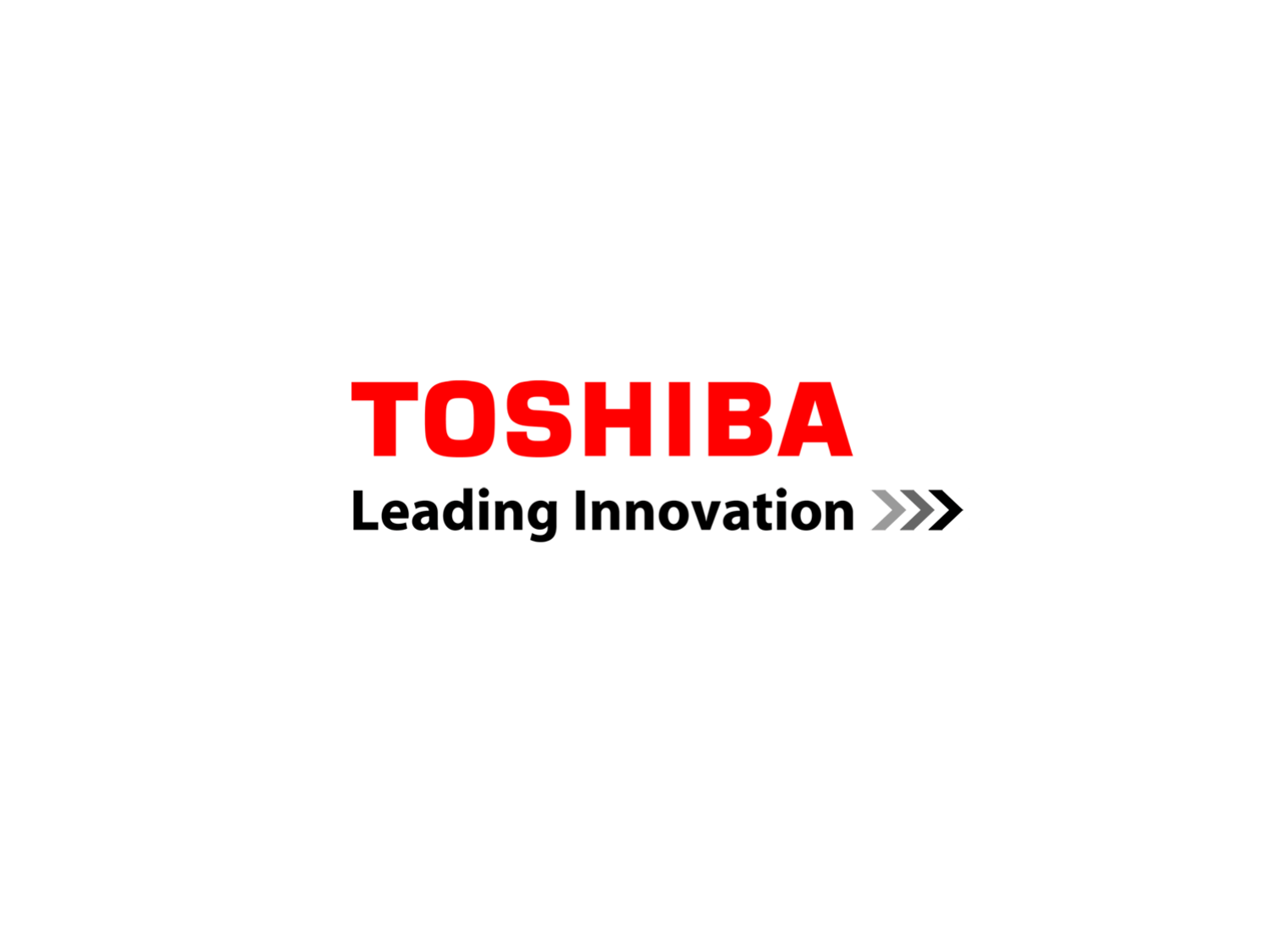TOSHIBA

Leading Innovation >>>